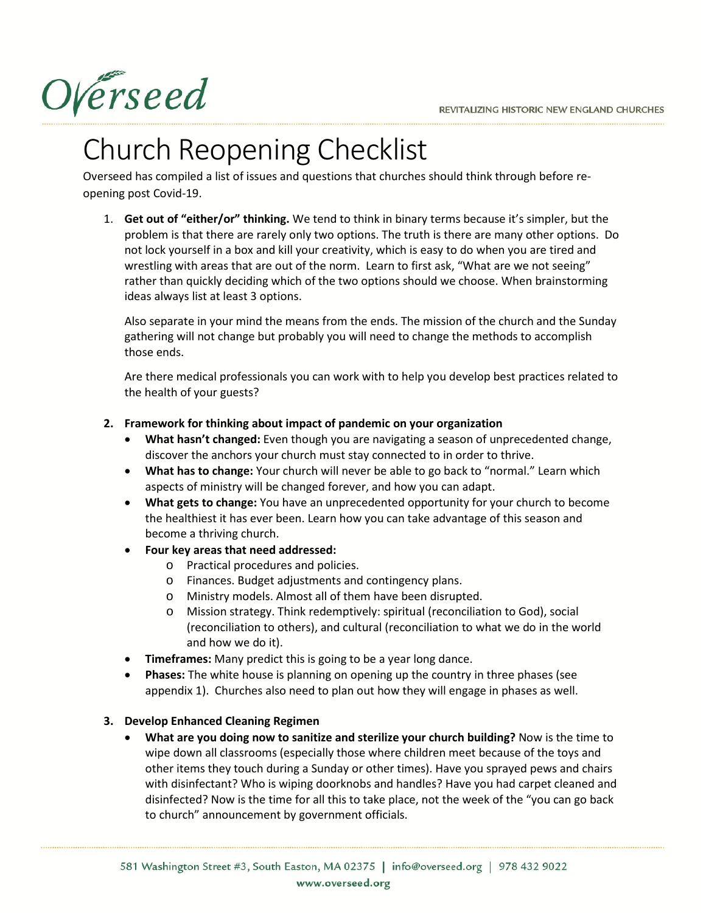# Church Reopening Checklist

Overseed has compiled a list of issues and questions that churches should think through before re-opening post Covid-19.

1. **Get out of "either/or" thinking.** We tend to think in binary terms because it's simpler, but the problem is that there are rarely only two options. The truth is there are many other options. Do not lock yourself in a box and kill your creativity, which is easy to do when you are tired and wrestling with areas that are out of the norm. Learn to first ask, "What are we not seeing" rather than quickly deciding which of the two options should we choose. When brainstorming ideas always list at least 3 options.

   Also separate in your mind the means from the ends. The mission of the church and the Sunday gathering will not change but probably you will need to change the methods to accomplish those ends.

   Are there medical professionals you can work with to help you develop best practices related to the health of your guests?

2. **Framework for thinking about impact of pandemic on your organization**
   - **What hasn't changed:** Even though you are navigating a season of unprecedented change, discover the anchors your church must stay connected to in order to thrive.
   - **What has to change:** Your church will never be able to go back to "normal." Learn which aspects of ministry will be changed forever, and how you can adapt.
   - **What gets to change:** You have an unprecedented opportunity for your church to become the healthiest it has ever been. Learn how you can take advantage of this season and become a thriving church.
   - **Four key areas that need addressed:**
     - Practical procedures and policies.
     - Finances. Budget adjustments and contingency plans.
     - Ministry models. Almost all of them have been disrupted.
     - Mission strategy. Think redemptively: spiritual (reconciliation to God), social (reconciliation to others), and cultural (reconciliation to what we do in the world and how we do it).
   - **Timeframes:** Many predict this is going to be a year long dance.
   - **Phases:** The white house is planning on opening up the country in three phases (see appendix 1). Churches also need to plan out how they will engage in phases as well.

3. **Develop Enhanced Cleaning Regimen**
   - **What are you doing now to sanitize and sterilize your church building?** Now is the time to wipe down all classrooms (especially those where children meet because of the toys and other items they touch during a Sunday or other times). Have you sprayed pews and chairs with disinfectant? Who is wiping doorknobs and handles? Have you had carpet cleaned and disinfected? Now is the time for all this to take place, not the week of the "you can go back to church" announcement by government officials.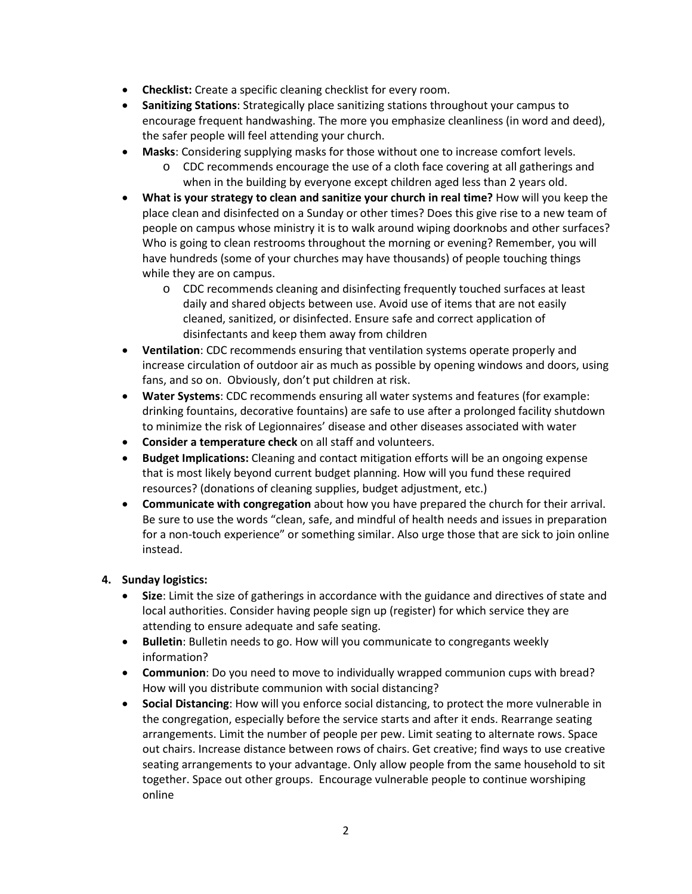- **Checklist:** Create a specific cleaning checklist for every room.
- **Sanitizing Stations**: Strategically place sanitizing stations throughout your campus to encourage frequent handwashing. The more you emphasize cleanliness (in word and deed), the safer people will feel attending your church.
- **Masks**: Considering supplying masks for those without one to increase comfort levels.
  - CDC recommends encourage the use of a cloth face covering at all gatherings and when in the building by everyone except children aged less than 2 years old.
- **What is your strategy to clean and sanitize your church in real time?** How will you keep the place clean and disinfected on a Sunday or other times? Does this give rise to a new team of people on campus whose ministry it is to walk around wiping doorknobs and other surfaces? Who is going to clean restrooms throughout the morning or evening? Remember, you will have hundreds (some of your churches may have thousands) of people touching things while they are on campus.
  - CDC recommends cleaning and disinfecting frequently touched surfaces at least daily and shared objects between use. Avoid use of items that are not easily cleaned, sanitized, or disinfected. Ensure safe and correct application of disinfectants and keep them away from children
- **Ventilation**: CDC recommends ensuring that ventilation systems operate properly and increase circulation of outdoor air as much as possible by opening windows and doors, using fans, and so on. Obviously, don't put children at risk.
- **Water Systems**: CDC recommends ensuring all water systems and features (for example: drinking fountains, decorative fountains) are safe to use after a prolonged facility shutdown to minimize the risk of Legionnaires' disease and other diseases associated with water
- **Consider a temperature check** on all staff and volunteers.
- **Budget Implications:** Cleaning and contact mitigation efforts will be an ongoing expense that is most likely beyond current budget planning. How will you fund these required resources? (donations of cleaning supplies, budget adjustment, etc.)
- **Communicate with congregation** about how you have prepared the church for their arrival. Be sure to use the words "clean, safe, and mindful of health needs and issues in preparation for a non-touch experience" or something similar. Also urge those that are sick to join online instead.

4. **Sunday logistics:**
   - **Size**: Limit the size of gatherings in accordance with the guidance and directives of state and local authorities. Consider having people sign up (register) for which service they are attending to ensure adequate and safe seating.
   - **Bulletin**: Bulletin needs to go. How will you communicate to congregants weekly information?
   - **Communion**: Do you need to move to individually wrapped communion cups with bread? How will you distribute communion with social distancing?
   - **Social Distancing**: How will you enforce social distancing, to protect the more vulnerable in the congregation, especially before the service starts and after it ends. Rearrange seating arrangements. Limit the number of people per pew. Limit seating to alternate rows. Space out chairs. Increase distance between rows of chairs. Get creative; find ways to use creative seating arrangements to your advantage. Only allow people from the same household to sit together. Space out other groups. Encourage vulnerable people to continue worshiping online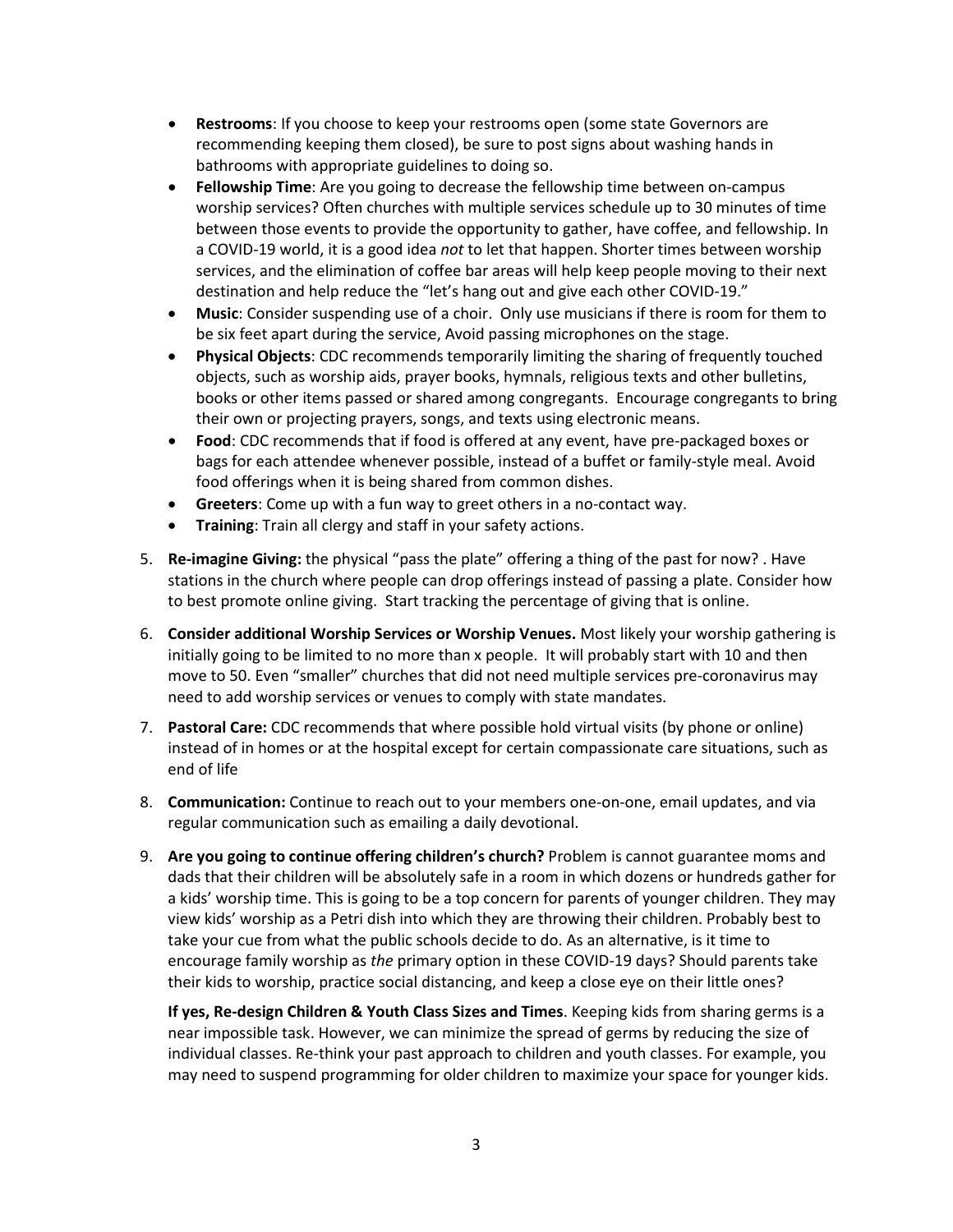- **Restrooms**: If you choose to keep your restrooms open (some state Governors are recommending keeping them closed), be sure to post signs about washing hands in bathrooms with appropriate guidelines to doing so.
- **Fellowship Time**: Are you going to decrease the fellowship time between on-campus worship services? Often churches with multiple services schedule up to 30 minutes of time between those events to provide the opportunity to gather, have coffee, and fellowship. In a COVID-19 world, it is a good idea *not* to let that happen. Shorter times between worship services, and the elimination of coffee bar areas will help keep people moving to their next destination and help reduce the "let's hang out and give each other COVID-19."
- **Music**: Consider suspending use of a choir. Only use musicians if there is room for them to be six feet apart during the service, Avoid passing microphones on the stage.
- **Physical Objects**: CDC recommends temporarily limiting the sharing of frequently touched objects, such as worship aids, prayer books, hymnals, religious texts and other bulletins, books or other items passed or shared among congregants. Encourage congregants to bring their own or projecting prayers, songs, and texts using electronic means.
- **Food**: CDC recommends that if food is offered at any event, have pre-packaged boxes or bags for each attendee whenever possible, instead of a buffet or family-style meal. Avoid food offerings when it is being shared from common dishes.
- **Greeters**: Come up with a fun way to greet others in a no-contact way.
- **Training**: Train all clergy and staff in your safety actions.

5. **Re-imagine Giving:** the physical "pass the plate" offering a thing of the past for now? . Have stations in the church where people can drop offerings instead of passing a plate. Consider how to best promote online giving. Start tracking the percentage of giving that is online.

6. **Consider additional Worship Services or Worship Venues.** Most likely your worship gathering is initially going to be limited to no more than x people. It will probably start with 10 and then move to 50. Even "smaller" churches that did not need multiple services pre-coronavirus may need to add worship services or venues to comply with state mandates.

7. **Pastoral Care:** CDC recommends that where possible hold virtual visits (by phone or online) instead of in homes or at the hospital except for certain compassionate care situations, such as end of life

8. **Communication:** Continue to reach out to your members one-on-one, email updates, and via regular communication such as emailing a daily devotional.

9. **Are you going to continue offering children's church?** Problem is cannot guarantee moms and dads that their children will be absolutely safe in a room in which dozens or hundreds gather for a kids' worship time. This is going to be a top concern for parents of younger children. They may view kids' worship as a Petri dish into which they are throwing their children. Probably best to take your cue from what the public schools decide to do. As an alternative, is it time to encourage family worship as *the* primary option in these COVID-19 days? Should parents take their kids to worship, practice social distancing, and keep a close eye on their little ones?

   **If yes, Re-design Children & Youth Class Sizes and Times**. Keeping kids from sharing germs is a near impossible task. However, we can minimize the spread of germs by reducing the size of individual classes. Re-think your past approach to children and youth classes. For example, you may need to suspend programming for older children to maximize your space for younger kids.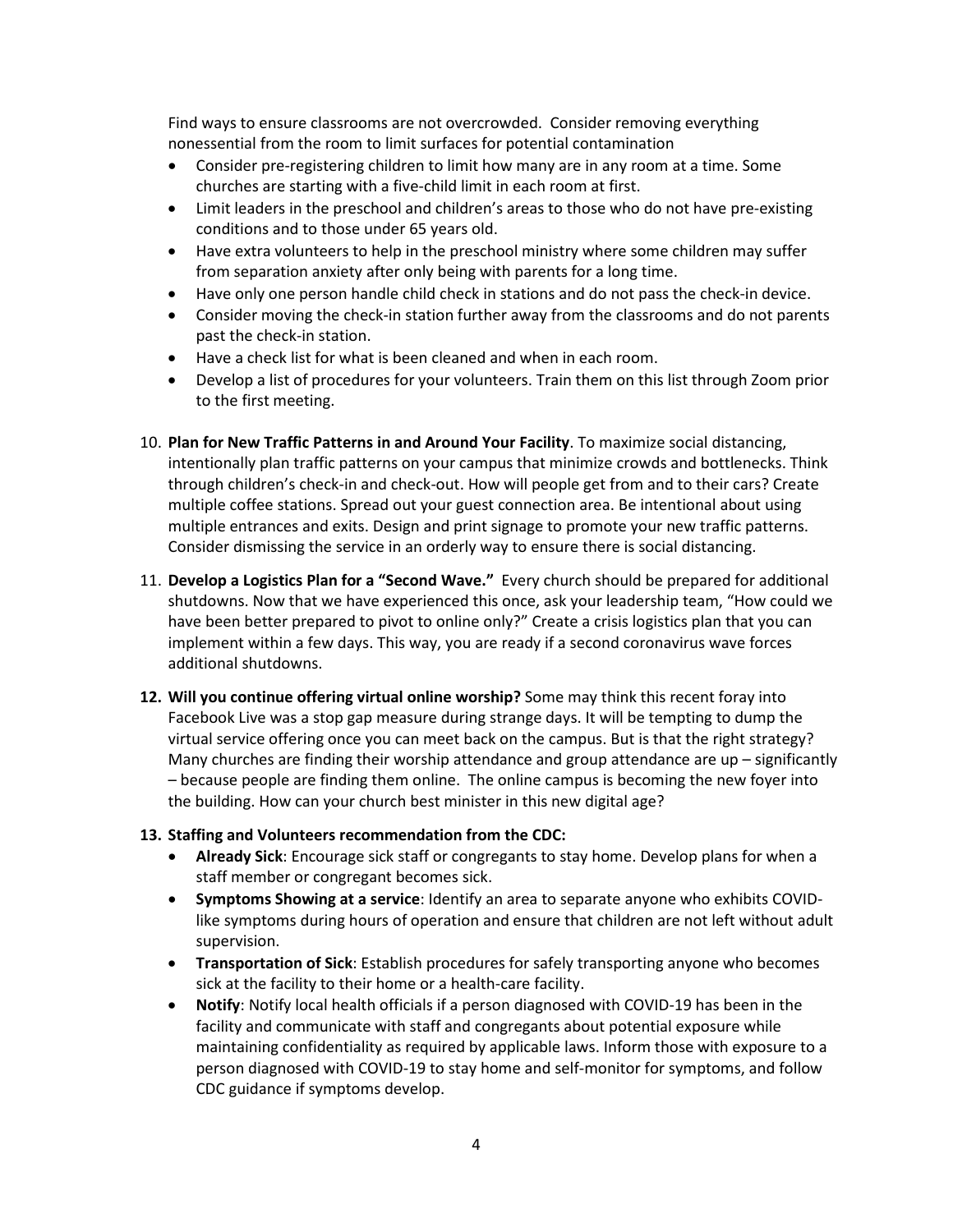Find ways to ensure classrooms are not overcrowded. Consider removing everything nonessential from the room to limit surfaces for potential contamination

- Consider pre-registering children to limit how many are in any room at a time. Some churches are starting with a five-child limit in each room at first.
- Limit leaders in the preschool and children's areas to those who do not have pre-existing conditions and to those under 65 years old.
- Have extra volunteers to help in the preschool ministry where some children may suffer from separation anxiety after only being with parents for a long time.
- Have only one person handle child check in stations and do not pass the check-in device.
- Consider moving the check-in station further away from the classrooms and do not parents past the check-in station.
- Have a check list for what is been cleaned and when in each room.
- Develop a list of procedures for your volunteers. Train them on this list through Zoom prior to the first meeting.

10. **Plan for New Traffic Patterns in and Around Your Facility**. To maximize social distancing, intentionally plan traffic patterns on your campus that minimize crowds and bottlenecks. Think through children's check-in and check-out. How will people get from and to their cars? Create multiple coffee stations. Spread out your guest connection area. Be intentional about using multiple entrances and exits. Design and print signage to promote your new traffic patterns. Consider dismissing the service in an orderly way to ensure there is social distancing.

11. **Develop a Logistics Plan for a "Second Wave."** Every church should be prepared for additional shutdowns. Now that we have experienced this once, ask your leadership team, "How could we have been better prepared to pivot to online only?" Create a crisis logistics plan that you can implement within a few days. This way, you are ready if a second coronavirus wave forces additional shutdowns.

12. **Will you continue offering virtual online worship?** Some may think this recent foray into Facebook Live was a stop gap measure during strange days. It will be tempting to dump the virtual service offering once you can meet back on the campus. But is that the right strategy? Many churches are finding their worship attendance and group attendance are up – significantly – because people are finding them online. The online campus is becoming the new foyer into the building. How can your church best minister in this new digital age?

13. **Staffing and Volunteers recommendation from the CDC:**
    - **Already Sick**: Encourage sick staff or congregants to stay home. Develop plans for when a staff member or congregant becomes sick.
    - **Symptoms Showing at a service**: Identify an area to separate anyone who exhibits COVID-like symptoms during hours of operation and ensure that children are not left without adult supervision.
    - **Transportation of Sick**: Establish procedures for safely transporting anyone who becomes sick at the facility to their home or a health-care facility.
    - **Notify**: Notify local health officials if a person diagnosed with COVID-19 has been in the facility and communicate with staff and congregants about potential exposure while maintaining confidentiality as required by applicable laws. Inform those with exposure to a person diagnosed with COVID-19 to stay home and self-monitor for symptoms, and follow CDC guidance if symptoms develop.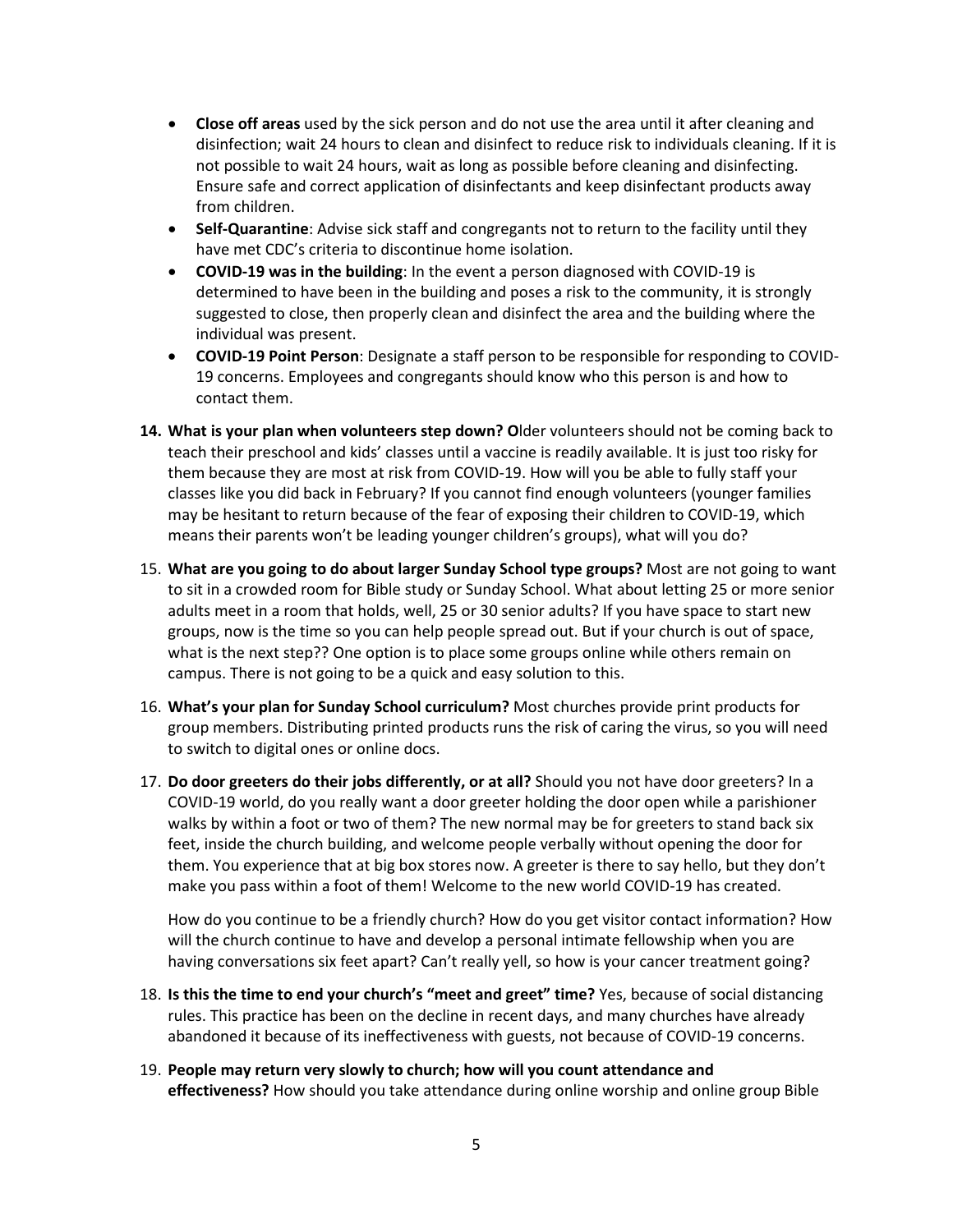- **Close off areas** used by the sick person and do not use the area until it after cleaning and disinfection; wait 24 hours to clean and disinfect to reduce risk to individuals cleaning. If it is not possible to wait 24 hours, wait as long as possible before cleaning and disinfecting. Ensure safe and correct application of disinfectants and keep disinfectant products away from children.
- **Self-Quarantine**: Advise sick staff and congregants not to return to the facility until they have met CDC's criteria to discontinue home isolation.
- **COVID-19 was in the building**: In the event a person diagnosed with COVID-19 is determined to have been in the building and poses a risk to the community, it is strongly suggested to close, then properly clean and disinfect the area and the building where the individual was present.
- **COVID-19 Point Person**: Designate a staff person to be responsible for responding to COVID-19 concerns. Employees and congregants should know who this person is and how to contact them.

14. **What is your plan when volunteers step down? O**lder volunteers should not be coming back to teach their preschool and kids' classes until a vaccine is readily available. It is just too risky for them because they are most at risk from COVID-19. How will you be able to fully staff your classes like you did back in February? If you cannot find enough volunteers (younger families may be hesitant to return because of the fear of exposing their children to COVID-19, which means their parents won't be leading younger children's groups), what will you do?

15. **What are you going to do about larger Sunday School type groups?** Most are not going to want to sit in a crowded room for Bible study or Sunday School. What about letting 25 or more senior adults meet in a room that holds, well, 25 or 30 senior adults? If you have space to start new groups, now is the time so you can help people spread out. But if your church is out of space, what is the next step?? One option is to place some groups online while others remain on campus. There is not going to be a quick and easy solution to this.

16. **What's your plan for Sunday School curriculum?** Most churches provide print products for group members. Distributing printed products runs the risk of caring the virus, so you will need to switch to digital ones or online docs.

17. **Do door greeters do their jobs differently, or at all?** Should you not have door greeters? In a COVID-19 world, do you really want a door greeter holding the door open while a parishioner walks by within a foot or two of them? The new normal may be for greeters to stand back six feet, inside the church building, and welcome people verbally without opening the door for them. You experience that at big box stores now. A greeter is there to say hello, but they don't make you pass within a foot of them! Welcome to the new world COVID-19 has created.

    How do you continue to be a friendly church? How do you get visitor contact information? How will the church continue to have and develop a personal intimate fellowship when you are having conversations six feet apart? Can't really yell, so how is your cancer treatment going?

18. **Is this the time to end your church's "meet and greet" time?** Yes, because of social distancing rules. This practice has been on the decline in recent days, and many churches have already abandoned it because of its ineffectiveness with guests, not because of COVID-19 concerns.

19. **People may return very slowly to church; how will you count attendance and effectiveness?** How should you take attendance during online worship and online group Bible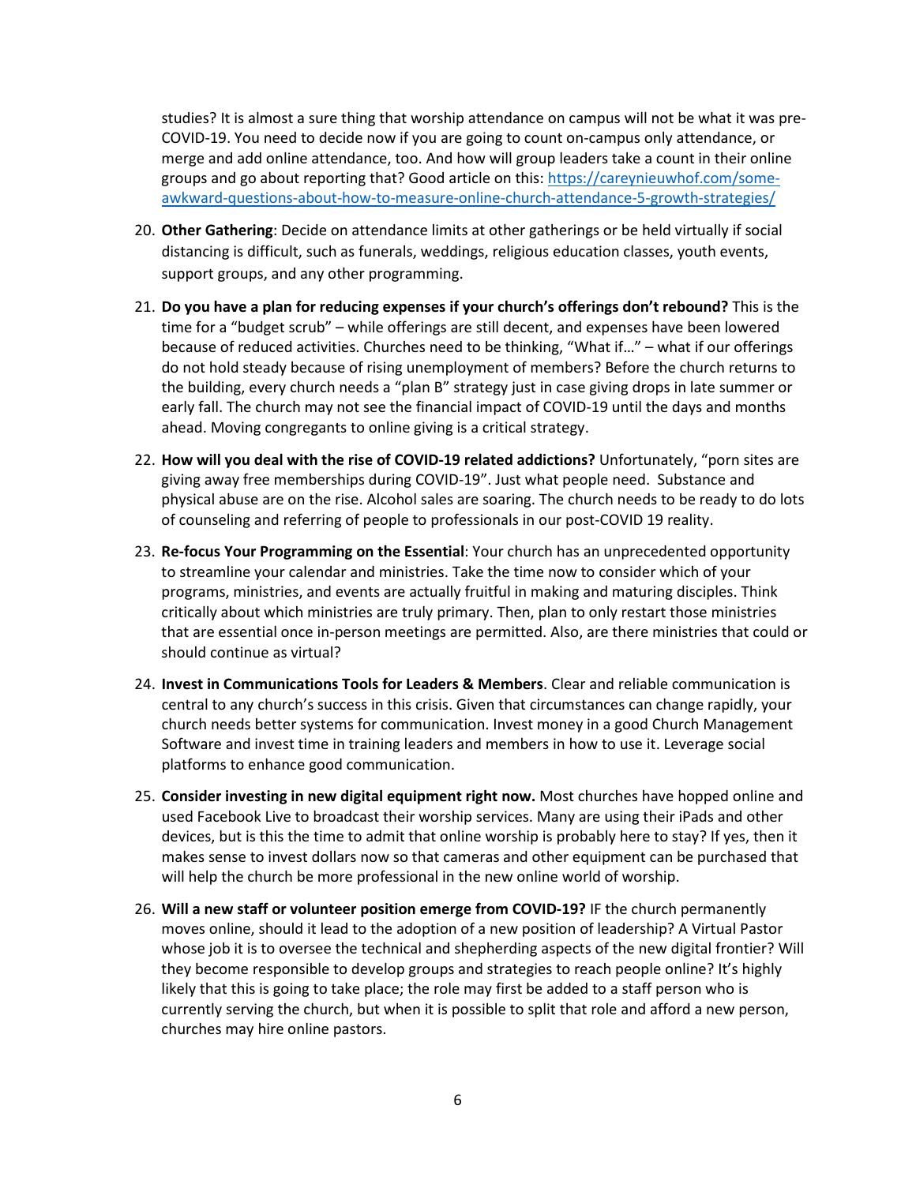studies? It is almost a sure thing that worship attendance on campus will not be what it was pre-COVID-19. You need to decide now if you are going to count on-campus only attendance, or merge and add online attendance, too. And how will group leaders take a count in their online groups and go about reporting that? Good article on this: https://careynieuwhof.com/some-awkward-questions-about-how-to-measure-online-church-attendance-5-growth-strategies/

20. **Other Gathering**: Decide on attendance limits at other gatherings or be held virtually if social distancing is difficult, such as funerals, weddings, religious education classes, youth events, support groups, and any other programming.

21. **Do you have a plan for reducing expenses if your church's offerings don't rebound?** This is the time for a "budget scrub" – while offerings are still decent, and expenses have been lowered because of reduced activities. Churches need to be thinking, "What if…" – what if our offerings do not hold steady because of rising unemployment of members? Before the church returns to the building, every church needs a "plan B" strategy just in case giving drops in late summer or early fall. The church may not see the financial impact of COVID-19 until the days and months ahead. Moving congregants to online giving is a critical strategy.

22. **How will you deal with the rise of COVID-19 related addictions?** Unfortunately, "porn sites are giving away free memberships during COVID-19". Just what people need. Substance and physical abuse are on the rise. Alcohol sales are soaring. The church needs to be ready to do lots of counseling and referring of people to professionals in our post-COVID 19 reality.

23. **Re-focus Your Programming on the Essential**: Your church has an unprecedented opportunity to streamline your calendar and ministries. Take the time now to consider which of your programs, ministries, and events are actually fruitful in making and maturing disciples. Think critically about which ministries are truly primary. Then, plan to only restart those ministries that are essential once in-person meetings are permitted. Also, are there ministries that could or should continue as virtual?

24. **Invest in Communications Tools for Leaders & Members**. Clear and reliable communication is central to any church's success in this crisis. Given that circumstances can change rapidly, your church needs better systems for communication. Invest money in a good Church Management Software and invest time in training leaders and members in how to use it. Leverage social platforms to enhance good communication.

25. **Consider investing in new digital equipment right now.** Most churches have hopped online and used Facebook Live to broadcast their worship services. Many are using their iPads and other devices, but is this the time to admit that online worship is probably here to stay? If yes, then it makes sense to invest dollars now so that cameras and other equipment can be purchased that will help the church be more professional in the new online world of worship.

26. **Will a new staff or volunteer position emerge from COVID-19?** IF the church permanently moves online, should it lead to the adoption of a new position of leadership? A Virtual Pastor whose job it is to oversee the technical and shepherding aspects of the new digital frontier? Will they become responsible to develop groups and strategies to reach people online? It's highly likely that this is going to take place; the role may first be added to a staff person who is currently serving the church, but when it is possible to split that role and afford a new person, churches may hire online pastors.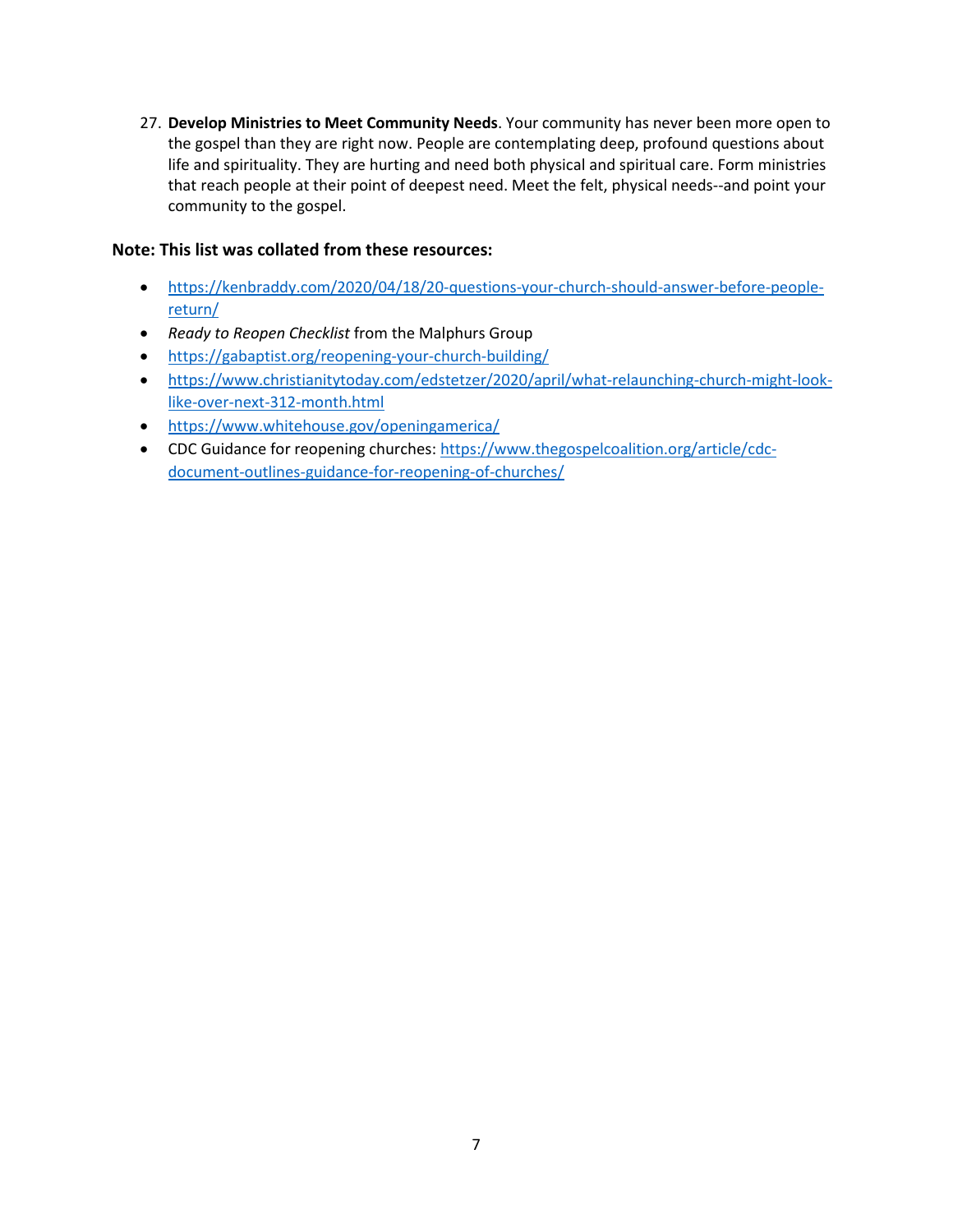27. **Develop Ministries to Meet Community Needs**. Your community has never been more open to the gospel than they are right now. People are contemplating deep, profound questions about life and spirituality. They are hurting and need both physical and spiritual care. Form ministries that reach people at their point of deepest need. Meet the felt, physical needs--and point your community to the gospel.

**Note: This list was collated from these resources:**

- https://kenbraddy.com/2020/04/18/20-questions-your-church-should-answer-before-people-return/
- *Ready to Reopen Checklist* from the Malphurs Group
- https://gabaptist.org/reopening-your-church-building/
- https://www.christianitytoday.com/edstetzer/2020/april/what-relaunching-church-might-look-like-over-next-312-month.html
- https://www.whitehouse.gov/openingamerica/
- CDC Guidance for reopening churches: https://www.thegospelcoalition.org/article/cdc-document-outlines-guidance-for-reopening-of-churches/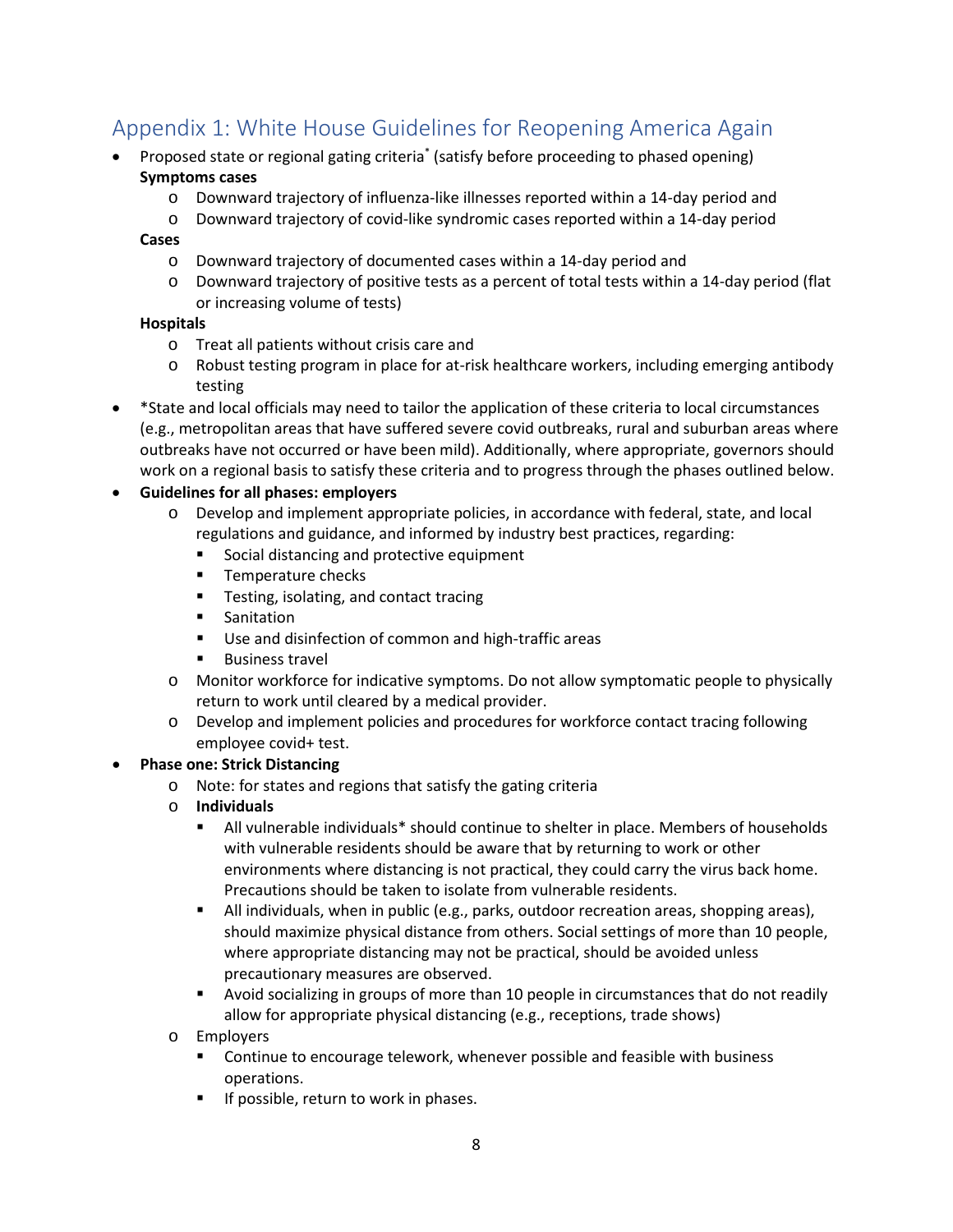## Appendix 1: White House Guidelines for Reopening America Again

- Proposed state or regional gating criteria* (satisfy before proceeding to phased opening)
  **Symptoms cases**
  - Downward trajectory of influenza-like illnesses reported within a 14-day period and
  - Downward trajectory of covid-like syndromic cases reported within a 14-day period

  **Cases**
  - Downward trajectory of documented cases within a 14-day period and
  - Downward trajectory of positive tests as a percent of total tests within a 14-day period (flat or increasing volume of tests)

  **Hospitals**
  - Treat all patients without crisis care and
  - Robust testing program in place for at-risk healthcare workers, including emerging antibody testing
- *State and local officials may need to tailor the application of these criteria to local circumstances (e.g., metropolitan areas that have suffered severe covid outbreaks, rural and suburban areas where outbreaks have not occurred or have been mild). Additionally, where appropriate, governors should work on a regional basis to satisfy these criteria and to progress through the phases outlined below.
- **Guidelines for all phases: employers**
  - Develop and implement appropriate policies, in accordance with federal, state, and local regulations and guidance, and informed by industry best practices, regarding:
    - Social distancing and protective equipment
    - Temperature checks
    - Testing, isolating, and contact tracing
    - Sanitation
    - Use and disinfection of common and high-traffic areas
    - Business travel
  - Monitor workforce for indicative symptoms. Do not allow symptomatic people to physically return to work until cleared by a medical provider.
  - Develop and implement policies and procedures for workforce contact tracing following employee covid+ test.
- **Phase one: Strick Distancing**
  - Note: for states and regions that satisfy the gating criteria
  - **Individuals**
    - All vulnerable individuals* should continue to shelter in place. Members of households with vulnerable residents should be aware that by returning to work or other environments where distancing is not practical, they could carry the virus back home. Precautions should be taken to isolate from vulnerable residents.
    - All individuals, when in public (e.g., parks, outdoor recreation areas, shopping areas), should maximize physical distance from others. Social settings of more than 10 people, where appropriate distancing may not be practical, should be avoided unless precautionary measures are observed.
    - Avoid socializing in groups of more than 10 people in circumstances that do not readily allow for appropriate physical distancing (e.g., receptions, trade shows)
  - Employers
    - Continue to encourage telework, whenever possible and feasible with business operations.
    - If possible, return to work in phases.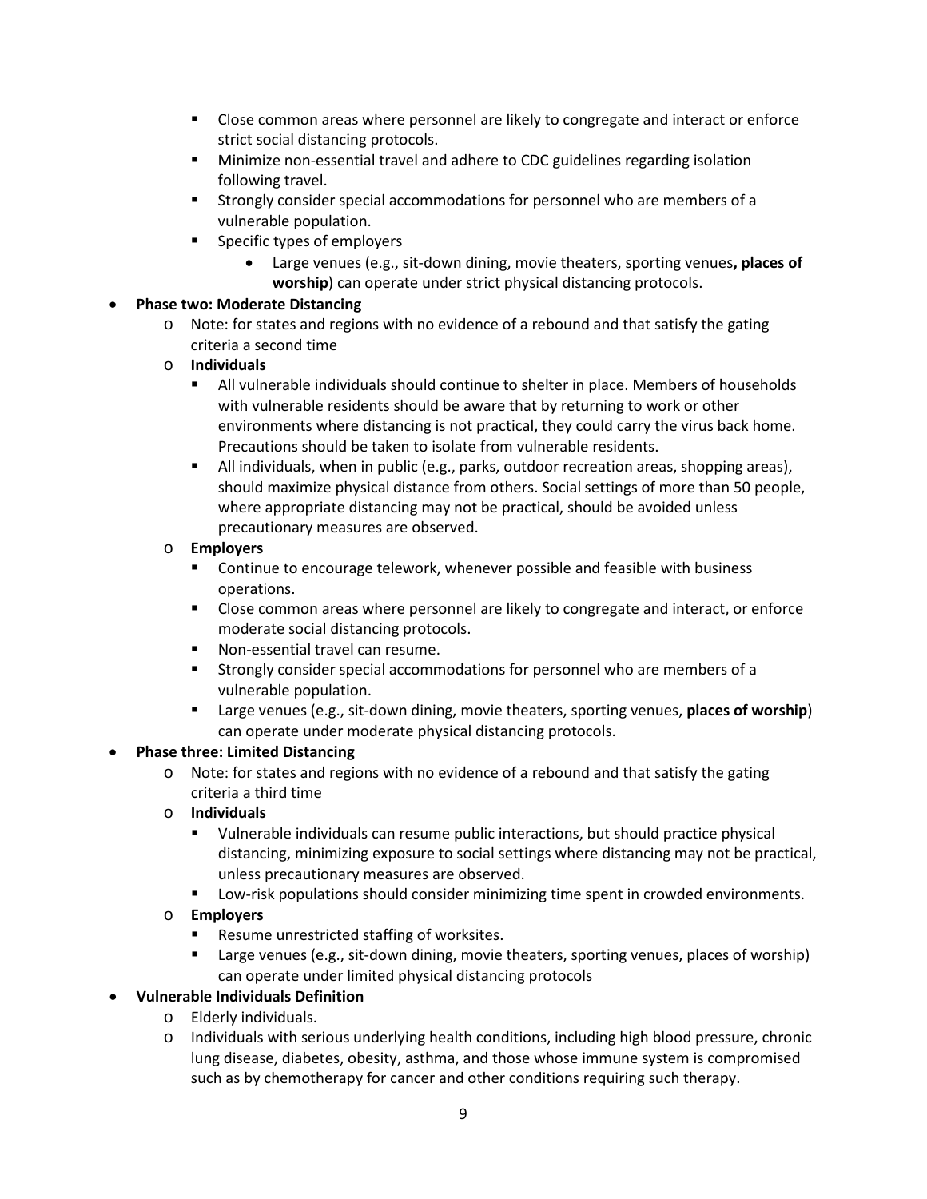- Close common areas where personnel are likely to congregate and interact or enforce strict social distancing protocols.
    - Minimize non-essential travel and adhere to CDC guidelines regarding isolation following travel.
    - Strongly consider special accommodations for personnel who are members of a vulnerable population.
    - Specific types of employers
      - Large venues (e.g., sit-down dining, movie theaters, sporting venues**, places of worship**) can operate under strict physical distancing protocols.

- **Phase two: Moderate Distancing**
  - Note: for states and regions with no evidence of a rebound and that satisfy the gating criteria a second time
  - **Individuals**
    - All vulnerable individuals should continue to shelter in place. Members of households with vulnerable residents should be aware that by returning to work or other environments where distancing is not practical, they could carry the virus back home. Precautions should be taken to isolate from vulnerable residents.
    - All individuals, when in public (e.g., parks, outdoor recreation areas, shopping areas), should maximize physical distance from others. Social settings of more than 50 people, where appropriate distancing may not be practical, should be avoided unless precautionary measures are observed.
  - **Employers**
    - Continue to encourage telework, whenever possible and feasible with business operations.
    - Close common areas where personnel are likely to congregate and interact, or enforce moderate social distancing protocols.
    - Non-essential travel can resume.
    - Strongly consider special accommodations for personnel who are members of a vulnerable population.
    - Large venues (e.g., sit-down dining, movie theaters, sporting venues, **places of worship**) can operate under moderate physical distancing protocols.

- **Phase three: Limited Distancing**
  - Note: for states and regions with no evidence of a rebound and that satisfy the gating criteria a third time
  - **Individuals**
    - Vulnerable individuals can resume public interactions, but should practice physical distancing, minimizing exposure to social settings where distancing may not be practical, unless precautionary measures are observed.
    - Low-risk populations should consider minimizing time spent in crowded environments.
  - **Employers**
    - Resume unrestricted staffing of worksites.
    - Large venues (e.g., sit-down dining, movie theaters, sporting venues, places of worship) can operate under limited physical distancing protocols

- **Vulnerable Individuals Definition**
  - Elderly individuals.
  - Individuals with serious underlying health conditions, including high blood pressure, chronic lung disease, diabetes, obesity, asthma, and those whose immune system is compromised such as by chemotherapy for cancer and other conditions requiring such therapy.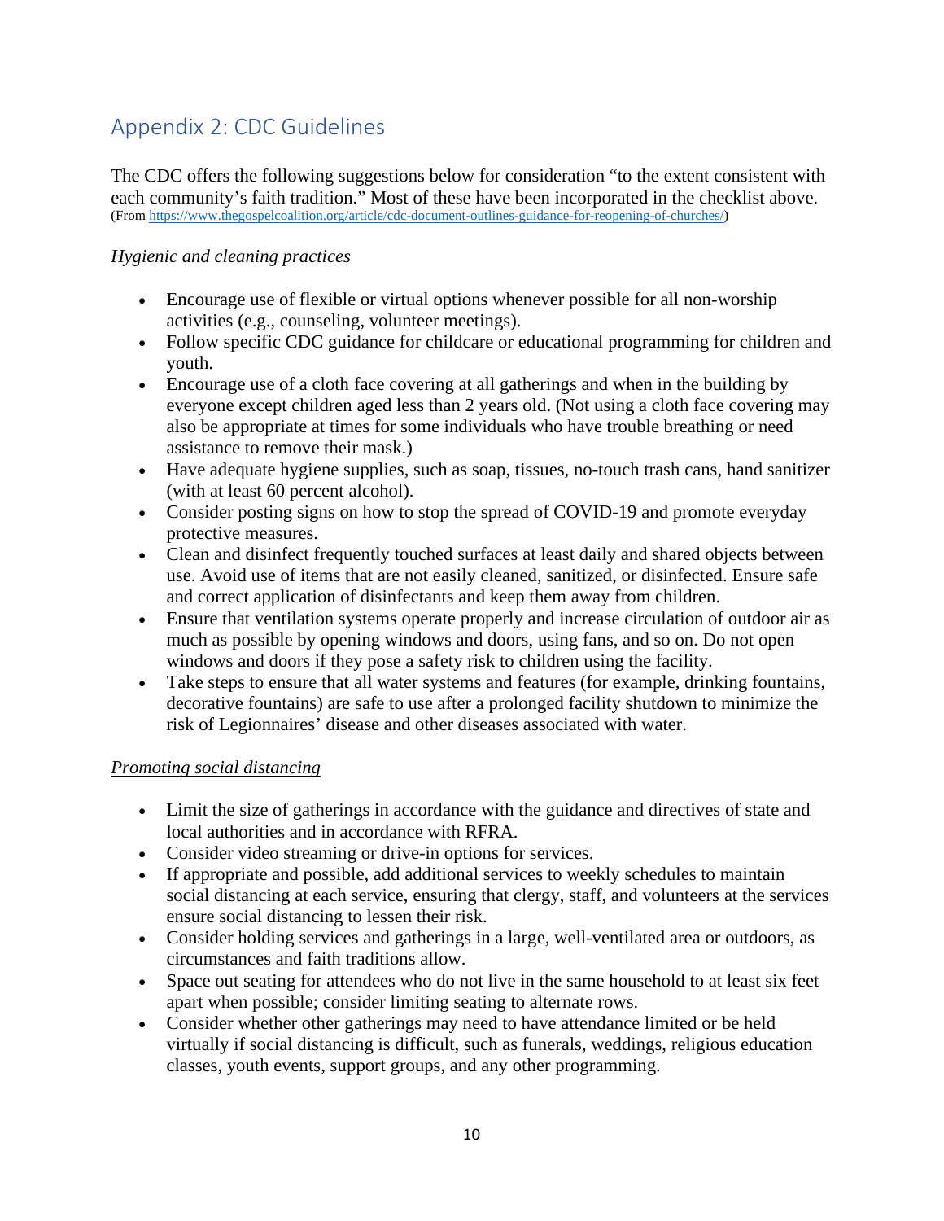## Appendix 2: CDC Guidelines

The CDC offers the following suggestions below for consideration "to the extent consistent with each community's faith tradition." Most of these have been incorporated in the checklist above. (From https://www.thegospelcoalition.org/article/cdc-document-outlines-guidance-for-reopening-of-churches/)

*Hygienic and cleaning practices*

- Encourage use of flexible or virtual options whenever possible for all non-worship activities (e.g., counseling, volunteer meetings).
- Follow specific CDC guidance for childcare or educational programming for children and youth.
- Encourage use of a cloth face covering at all gatherings and when in the building by everyone except children aged less than 2 years old. (Not using a cloth face covering may also be appropriate at times for some individuals who have trouble breathing or need assistance to remove their mask.)
- Have adequate hygiene supplies, such as soap, tissues, no-touch trash cans, hand sanitizer (with at least 60 percent alcohol).
- Consider posting signs on how to stop the spread of COVID-19 and promote everyday protective measures.
- Clean and disinfect frequently touched surfaces at least daily and shared objects between use. Avoid use of items that are not easily cleaned, sanitized, or disinfected. Ensure safe and correct application of disinfectants and keep them away from children.
- Ensure that ventilation systems operate properly and increase circulation of outdoor air as much as possible by opening windows and doors, using fans, and so on. Do not open windows and doors if they pose a safety risk to children using the facility.
- Take steps to ensure that all water systems and features (for example, drinking fountains, decorative fountains) are safe to use after a prolonged facility shutdown to minimize the risk of Legionnaires' disease and other diseases associated with water.

*Promoting social distancing*

- Limit the size of gatherings in accordance with the guidance and directives of state and local authorities and in accordance with RFRA.
- Consider video streaming or drive-in options for services.
- If appropriate and possible, add additional services to weekly schedules to maintain social distancing at each service, ensuring that clergy, staff, and volunteers at the services ensure social distancing to lessen their risk.
- Consider holding services and gatherings in a large, well-ventilated area or outdoors, as circumstances and faith traditions allow.
- Space out seating for attendees who do not live in the same household to at least six feet apart when possible; consider limiting seating to alternate rows.
- Consider whether other gatherings may need to have attendance limited or be held virtually if social distancing is difficult, such as funerals, weddings, religious education classes, youth events, support groups, and any other programming.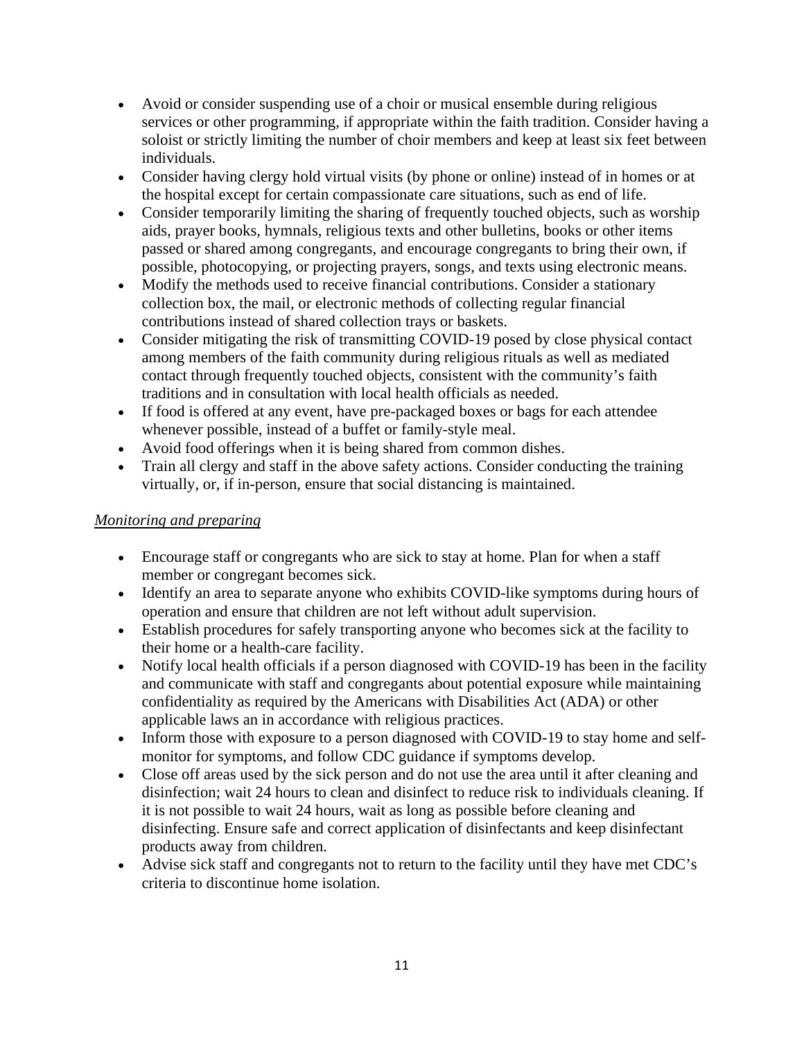- Avoid or consider suspending use of a choir or musical ensemble during religious services or other programming, if appropriate within the faith tradition. Consider having a soloist or strictly limiting the number of choir members and keep at least six feet between individuals.
- Consider having clergy hold virtual visits (by phone or online) instead of in homes or at the hospital except for certain compassionate care situations, such as end of life.
- Consider temporarily limiting the sharing of frequently touched objects, such as worship aids, prayer books, hymnals, religious texts and other bulletins, books or other items passed or shared among congregants, and encourage congregants to bring their own, if possible, photocopying, or projecting prayers, songs, and texts using electronic means.
- Modify the methods used to receive financial contributions. Consider a stationary collection box, the mail, or electronic methods of collecting regular financial contributions instead of shared collection trays or baskets.
- Consider mitigating the risk of transmitting COVID-19 posed by close physical contact among members of the faith community during religious rituals as well as mediated contact through frequently touched objects, consistent with the community's faith traditions and in consultation with local health officials as needed.
- If food is offered at any event, have pre-packaged boxes or bags for each attendee whenever possible, instead of a buffet or family-style meal.
- Avoid food offerings when it is being shared from common dishes.
- Train all clergy and staff in the above safety actions. Consider conducting the training virtually, or, if in-person, ensure that social distancing is maintained.

*Monitoring and preparing*

- Encourage staff or congregants who are sick to stay at home. Plan for when a staff member or congregant becomes sick.
- Identify an area to separate anyone who exhibits COVID-like symptoms during hours of operation and ensure that children are not left without adult supervision.
- Establish procedures for safely transporting anyone who becomes sick at the facility to their home or a health-care facility.
- Notify local health officials if a person diagnosed with COVID-19 has been in the facility and communicate with staff and congregants about potential exposure while maintaining confidentiality as required by the Americans with Disabilities Act (ADA) or other applicable laws an in accordance with religious practices.
- Inform those with exposure to a person diagnosed with COVID-19 to stay home and self-monitor for symptoms, and follow CDC guidance if symptoms develop.
- Close off areas used by the sick person and do not use the area until it after cleaning and disinfection; wait 24 hours to clean and disinfect to reduce risk to individuals cleaning. If it is not possible to wait 24 hours, wait as long as possible before cleaning and disinfecting. Ensure safe and correct application of disinfectants and keep disinfectant products away from children.
- Advise sick staff and congregants not to return to the facility until they have met CDC's criteria to discontinue home isolation.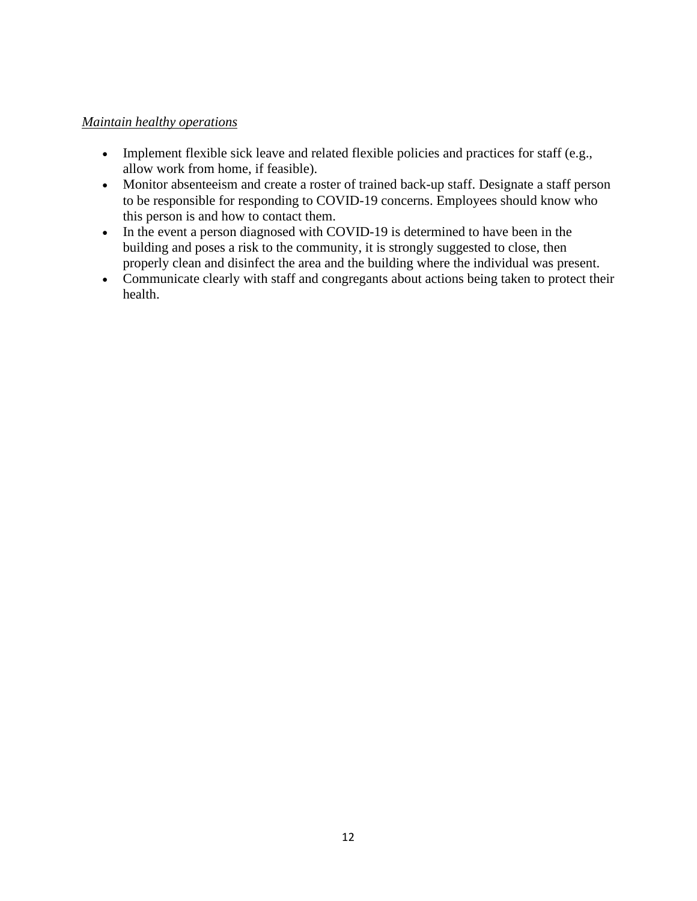*Maintain healthy operations*

- Implement flexible sick leave and related flexible policies and practices for staff (e.g., allow work from home, if feasible).
- Monitor absenteeism and create a roster of trained back-up staff. Designate a staff person to be responsible for responding to COVID-19 concerns. Employees should know who this person is and how to contact them.
- In the event a person diagnosed with COVID-19 is determined to have been in the building and poses a risk to the community, it is strongly suggested to close, then properly clean and disinfect the area and the building where the individual was present.
- Communicate clearly with staff and congregants about actions being taken to protect their health.